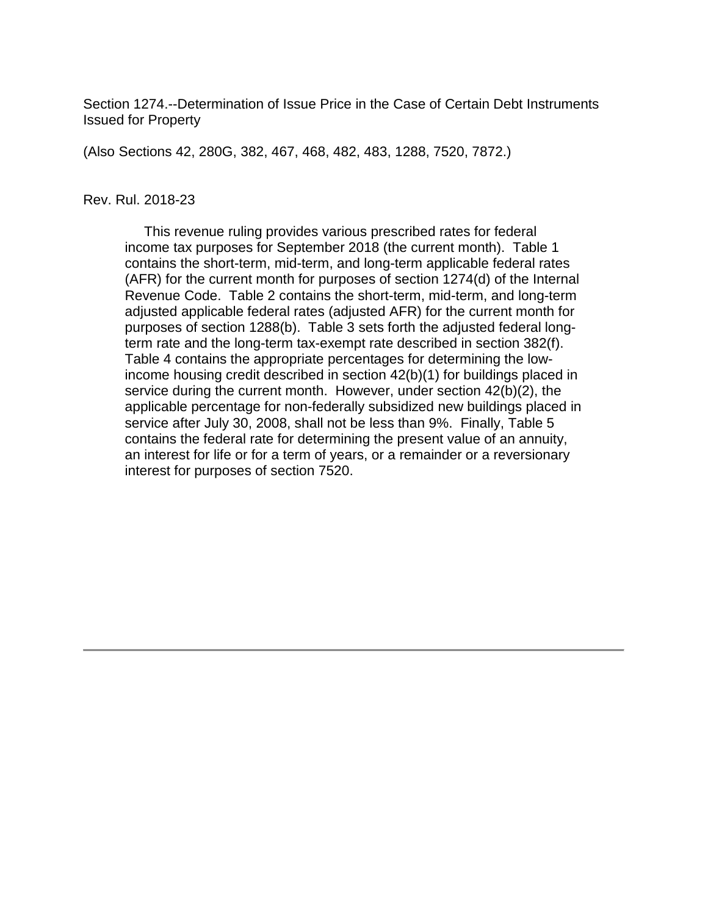Section 1274.--Determination of Issue Price in the Case of Certain Debt Instruments Issued for Property

(Also Sections 42, 280G, 382, 467, 468, 482, 483, 1288, 7520, 7872.)

Rev. Rul. 2018-23

This revenue ruling provides various prescribed rates for federal income tax purposes for September 2018 (the current month). Table 1 contains the short-term, mid-term, and long-term applicable federal rates (AFR) for the current month for purposes of section 1274(d) of the Internal Revenue Code. Table 2 contains the short-term, mid-term, and long-term adjusted applicable federal rates (adjusted AFR) for the current month for purposes of section 1288(b). Table 3 sets forth the adjusted federal long-term rate and the long-term tax-exempt rate described in section 382(f). Table 4 contains the appropriate percentages for determining the low-income housing credit described in section 42(b)(1) for buildings placed in service during the current month. However, under section 42(b)(2), the applicable percentage for non-federally subsidized new buildings placed in service after July 30, 2008, shall not be less than 9%. Finally, Table 5 contains the federal rate for determining the present value of an annuity, an interest for life or for a term of years, or a remainder or a reversionary interest for purposes of section 7520.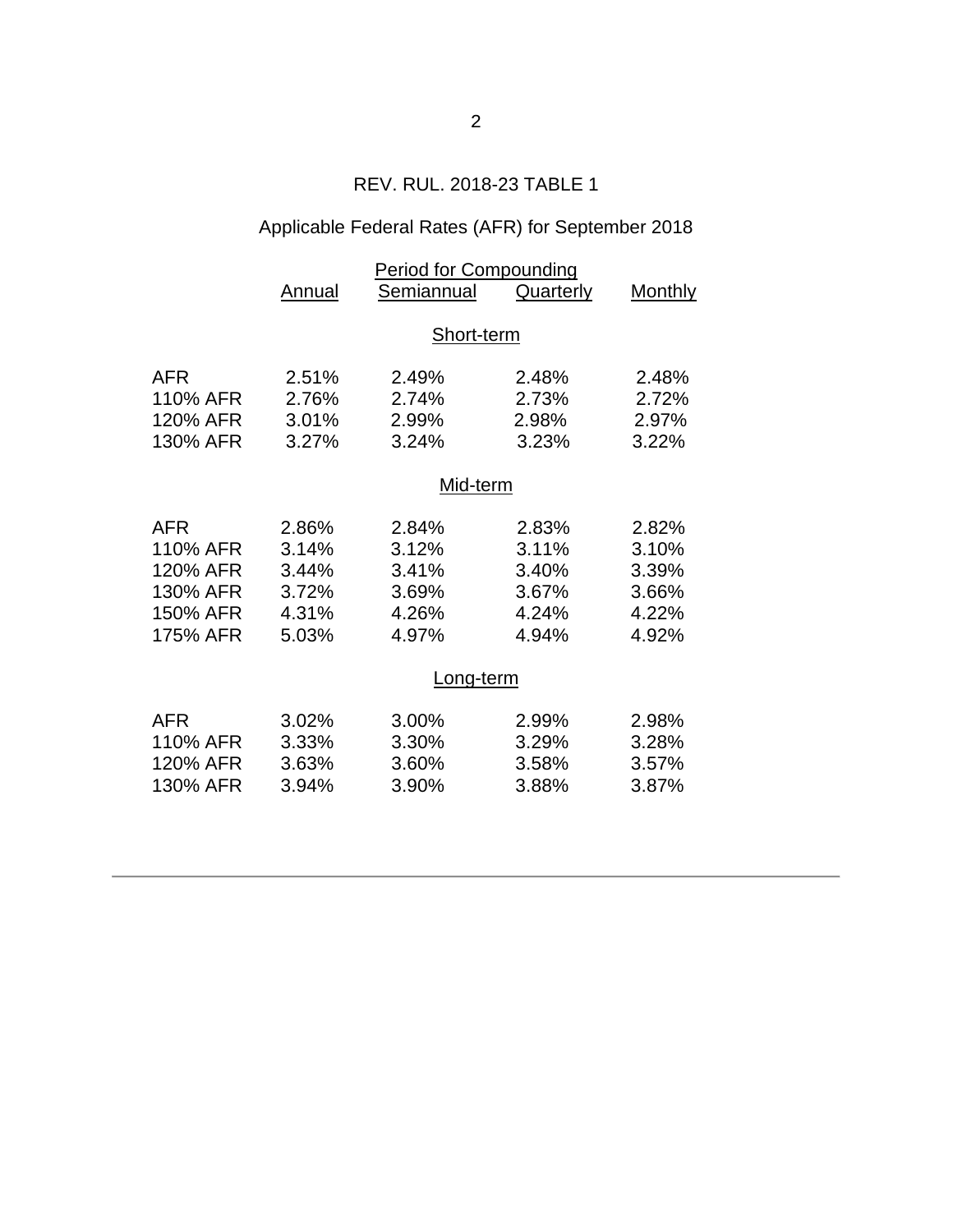REV. RUL. 2018-23 TABLE 1

Applicable Federal Rates (AFR) for September 2018

| | Period for Compounding | | | |
|---|---|---|---|---|
| | Annual | Semiannual | Quarterly | Monthly |
| | | **Short-term** | | |
| AFR | 2.51% | 2.49% | 2.48% | 2.48% |
| 110% AFR | 2.76% | 2.74% | 2.73% | 2.72% |
| 120% AFR | 3.01% | 2.99% | 2.98% | 2.97% |
| 130% AFR | 3.27% | 3.24% | 3.23% | 3.22% |
| | | **Mid-term** | | |
| AFR | 2.86% | 2.84% | 2.83% | 2.82% |
| 110% AFR | 3.14% | 3.12% | 3.11% | 3.10% |
| 120% AFR | 3.44% | 3.41% | 3.40% | 3.39% |
| 130% AFR | 3.72% | 3.69% | 3.67% | 3.66% |
| 150% AFR | 4.31% | 4.26% | 4.24% | 4.22% |
| 175% AFR | 5.03% | 4.97% | 4.94% | 4.92% |
| | | **Long-term** | | |
| AFR | 3.02% | 3.00% | 2.99% | 2.98% |
| 110% AFR | 3.33% | 3.30% | 3.29% | 3.28% |
| 120% AFR | 3.63% | 3.60% | 3.58% | 3.57% |
| 130% AFR | 3.94% | 3.90% | 3.88% | 3.87% |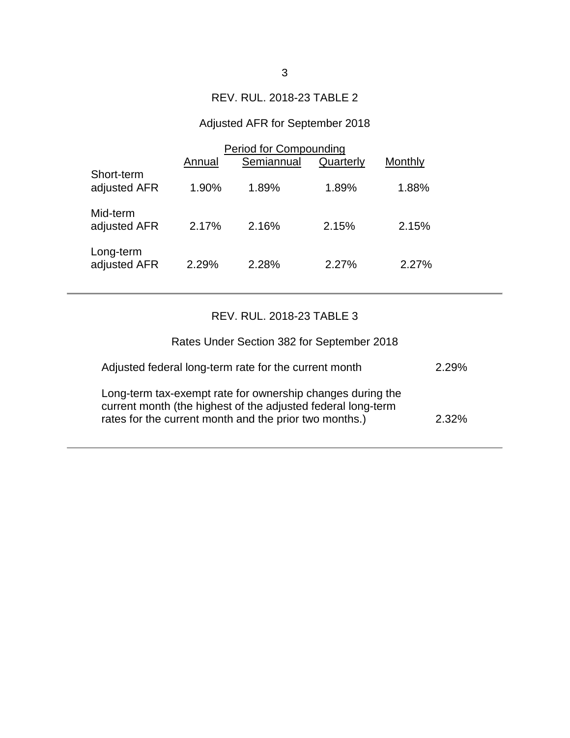REV. RUL. 2018-23 TABLE 2

Adjusted AFR for September 2018

| | Period for Compounding | | | |
|---|---|---|---|---|
| | Annual | Semiannual | Quarterly | Monthly |
| Short-term adjusted AFR | 1.90% | 1.89% | 1.89% | 1.88% |
| Mid-term adjusted AFR | 2.17% | 2.16% | 2.15% | 2.15% |
| Long-term adjusted AFR | 2.29% | 2.28% | 2.27% | 2.27% |

REV. RUL. 2018-23 TABLE 3

Rates Under Section 382 for September 2018

| | |
|---|---|
| Adjusted federal long-term rate for the current month | 2.29% |
| Long-term tax-exempt rate for ownership changes during the current month (the highest of the adjusted federal long-term rates for the current month and the prior two months.) | 2.32% |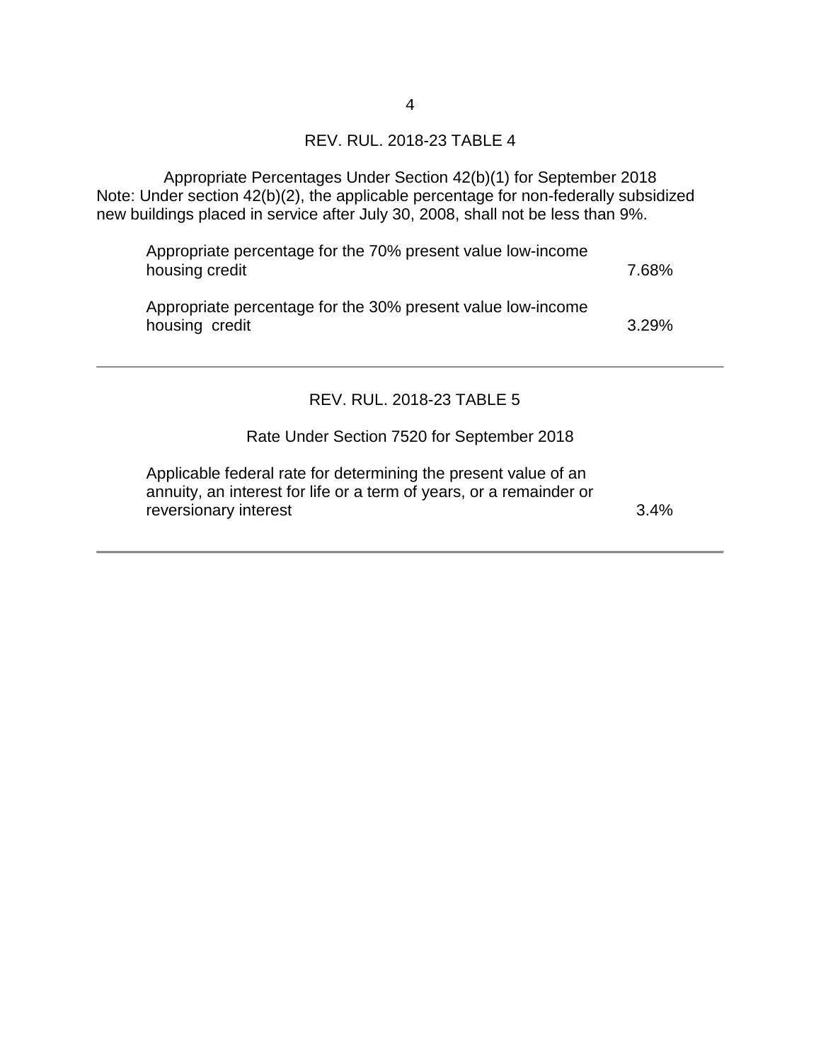## REV. RUL. 2018-23 TABLE 4

Appropriate Percentages Under Section 42(b)(1) for September 2018

Note: Under section 42(b)(2), the applicable percentage for non-federally subsidized new buildings placed in service after July 30, 2008, shall not be less than 9%.

| | |
|---|---|
| Appropriate percentage for the 70% present value low-income housing credit | 7.68% |
| Appropriate percentage for the 30% present value low-income housing credit | 3.29% |

---

## REV. RUL. 2018-23 TABLE 5

Rate Under Section 7520 for September 2018

| | |
|---|---|
| Applicable federal rate for determining the present value of an annuity, an interest for life or a term of years, or a remainder or reversionary interest | 3.4% |

---